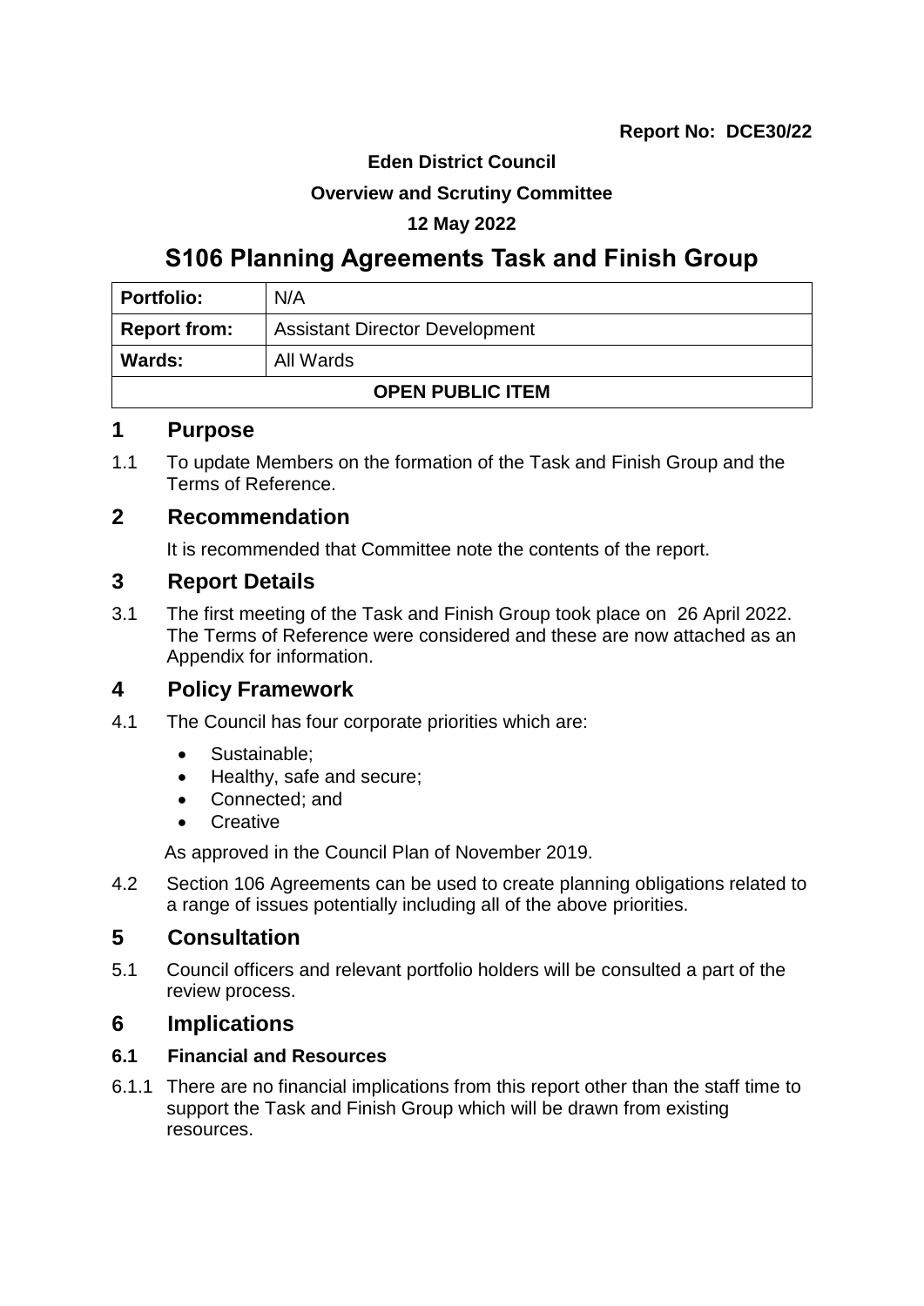**Report No: DCE30/22**

**Eden District Council**

**Overview and Scrutiny Committee**

**12 May 2022**

# S106 Planning Agreements Task and Finish Group

| **Portfolio:** | N/A |
|---|---|
| **Report from:** | Assistant Director Development |
| **Wards:** | All Wards |
| **OPEN PUBLIC ITEM** | |

## 1 Purpose

1.1 To update Members on the formation of the Task and Finish Group and the Terms of Reference.

## 2 Recommendation

It is recommended that Committee note the contents of the report.

## 3 Report Details

3.1 The first meeting of the Task and Finish Group took place on 26 April 2022. The Terms of Reference were considered and these are now attached as an Appendix for information.

## 4 Policy Framework

4.1 The Council has four corporate priorities which are:

- Sustainable;
- Healthy, safe and secure;
- Connected; and
- Creative

As approved in the Council Plan of November 2019.

4.2 Section 106 Agreements can be used to create planning obligations related to a range of issues potentially including all of the above priorities.

## 5 Consultation

5.1 Council officers and relevant portfolio holders will be consulted a part of the review process.

## 6 Implications

### 6.1 Financial and Resources

6.1.1 There are no financial implications from this report other than the staff time to support the Task and Finish Group which will be drawn from existing resources.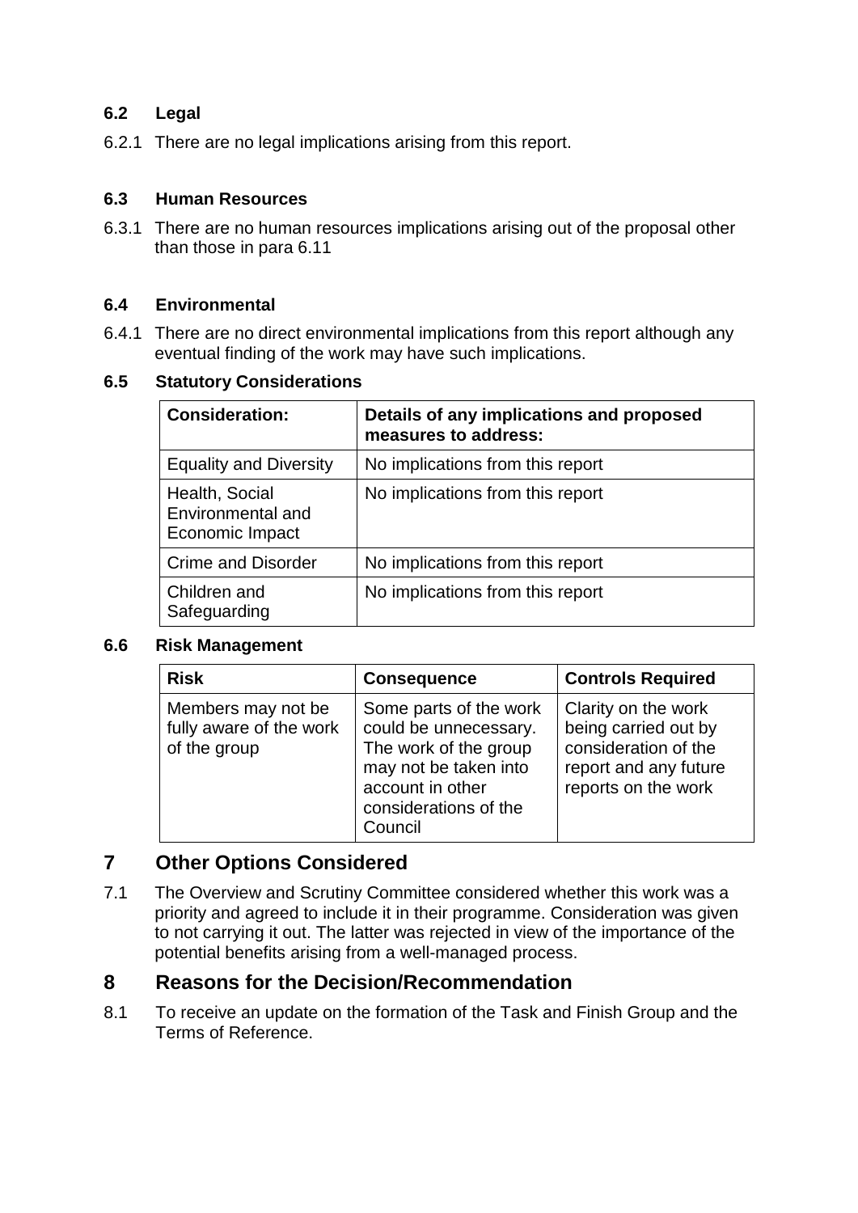### 6.2 Legal

6.2.1 There are no legal implications arising from this report.

### 6.3 Human Resources

6.3.1 There are no human resources implications arising out of the proposal other than those in para 6.11

### 6.4 Environmental

6.4.1 There are no direct environmental implications from this report although any eventual finding of the work may have such implications.

### 6.5 Statutory Considerations

| Consideration: | Details of any implications and proposed measures to address: |
| --- | --- |
| Equality and Diversity | No implications from this report |
| Health, Social Environmental and Economic Impact | No implications from this report |
| Crime and Disorder | No implications from this report |
| Children and Safeguarding | No implications from this report |

### 6.6 Risk Management

| Risk | Consequence | Controls Required |
| --- | --- | --- |
| Members may not be fully aware of the work of the group | Some parts of the work could be unnecessary. The work of the group may not be taken into account in other considerations of the Council | Clarity on the work being carried out by consideration of the report and any future reports on the work |

## 7 Other Options Considered

7.1 The Overview and Scrutiny Committee considered whether this work was a priority and agreed to include it in their programme. Consideration was given to not carrying it out. The latter was rejected in view of the importance of the potential benefits arising from a well-managed process.

## 8 Reasons for the Decision/Recommendation

8.1 To receive an update on the formation of the Task and Finish Group and the Terms of Reference.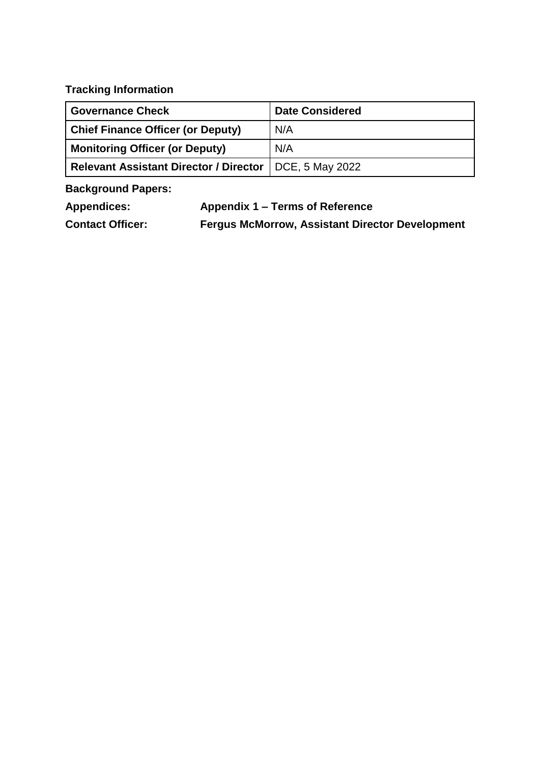**Tracking Information**

| Governance Check | Date Considered |
| --- | --- |
| **Chief Finance Officer (or Deputy)** | N/A |
| **Monitoring Officer (or Deputy)** | N/A |
| **Relevant Assistant Director / Director** | DCE, 5 May 2022 |

**Background Papers:**

**Appendices:** **Appendix 1 – Terms of Reference**

**Contact Officer:** **Fergus McMorrow, Assistant Director Development**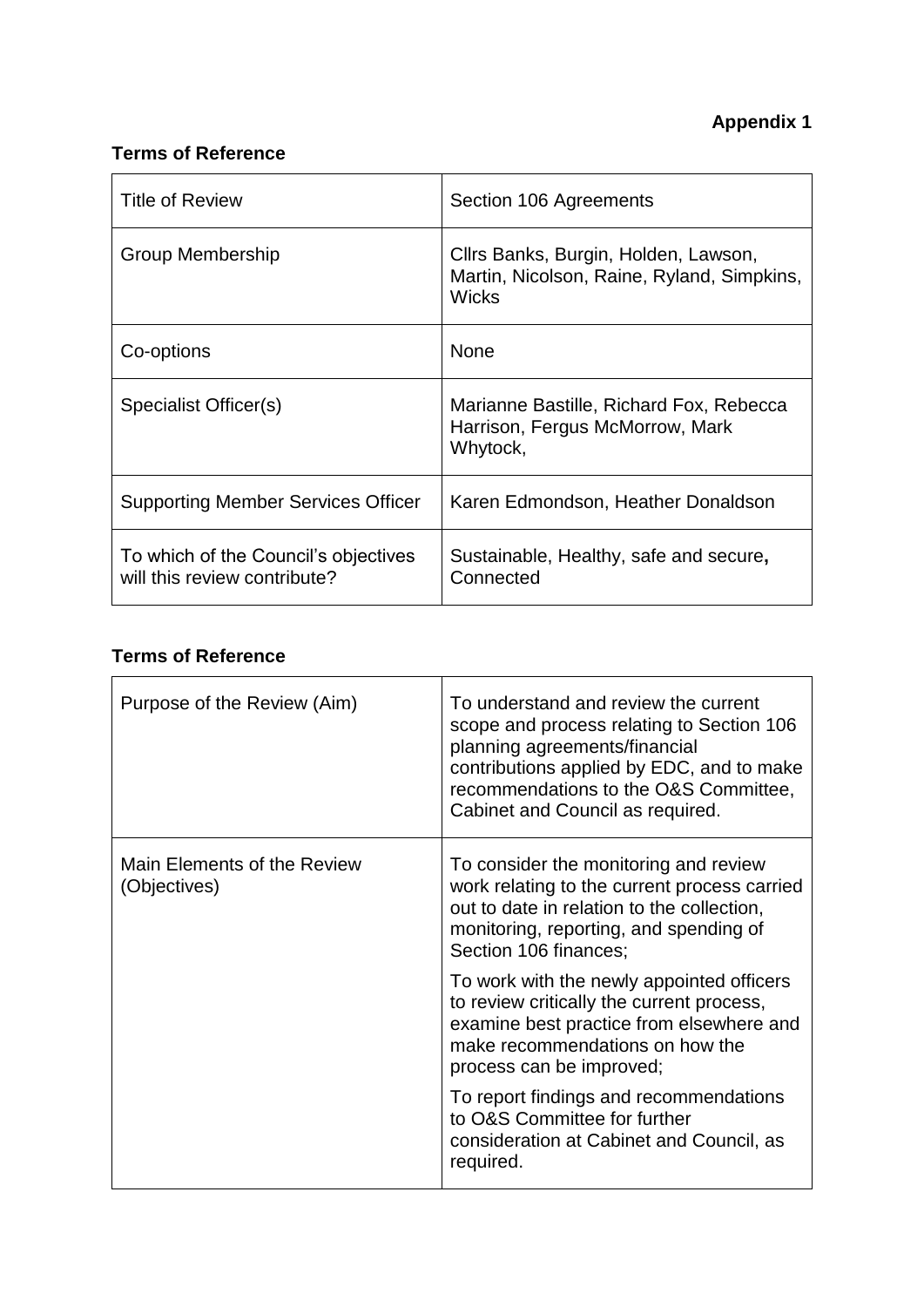**Appendix 1**

**Terms of Reference**

| Title of Review | Section 106 Agreements |
|---|---|
| Group Membership | Cllrs Banks, Burgin, Holden, Lawson, Martin, Nicolson, Raine, Ryland, Simpkins, Wicks |
| Co-options | None |
| Specialist Officer(s) | Marianne Bastille, Richard Fox, Rebecca Harrison, Fergus McMorrow, Mark Whytock, |
| Supporting Member Services Officer | Karen Edmondson, Heather Donaldson |
| To which of the Council's objectives will this review contribute? | Sustainable, Healthy, safe and secure**,** Connected |

**Terms of Reference**

| Purpose of the Review (Aim) | To understand and review the current scope and process relating to Section 106 planning agreements/financial contributions applied by EDC, and to make recommendations to the O&S Committee, Cabinet and Council as required. |
|---|---|
| Main Elements of the Review (Objectives) | To consider the monitoring and review work relating to the current process carried out to date in relation to the collection, monitoring, reporting, and spending of Section 106 finances;<br><br>To work with the newly appointed officers to review critically the current process, examine best practice from elsewhere and make recommendations on how the process can be improved;<br><br>To report findings and recommendations to O&S Committee for further consideration at Cabinet and Council, as required. |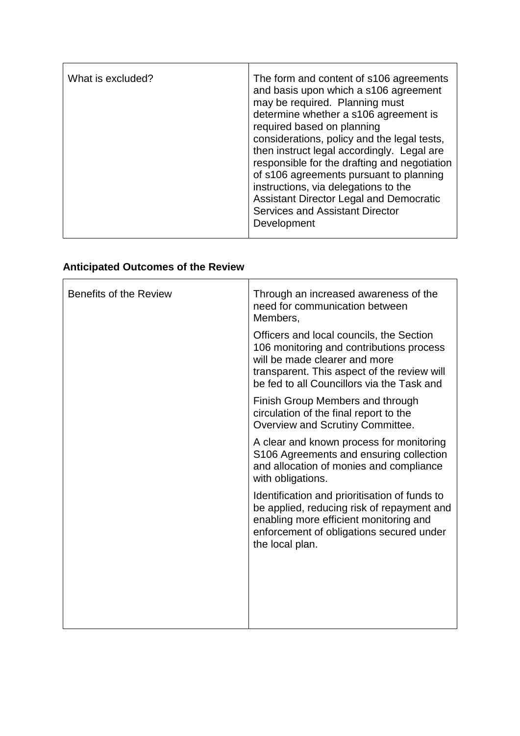| What is excluded? | The form and content of s106 agreements and basis upon which a s106 agreement may be required. Planning must determine whether a s106 agreement is required based on planning considerations, policy and the legal tests, then instruct legal accordingly. Legal are responsible for the drafting and negotiation of s106 agreements pursuant to planning instructions, via delegations to the Assistant Director Legal and Democratic Services and Assistant Director Development |
|---|---|

**Anticipated Outcomes of the Review**

| Benefits of the Review | Through an increased awareness of the need for communication between Members,<br><br>Officers and local councils, the Section 106 monitoring and contributions process will be made clearer and more transparent. This aspect of the review will be fed to all Councillors via the Task and<br><br>Finish Group Members and through circulation of the final report to the Overview and Scrutiny Committee.<br><br>A clear and known process for monitoring S106 Agreements and ensuring collection and allocation of monies and compliance with obligations.<br><br>Identification and prioritisation of funds to be applied, reducing risk of repayment and enabling more efficient monitoring and enforcement of obligations secured under the local plan. |
|---|---|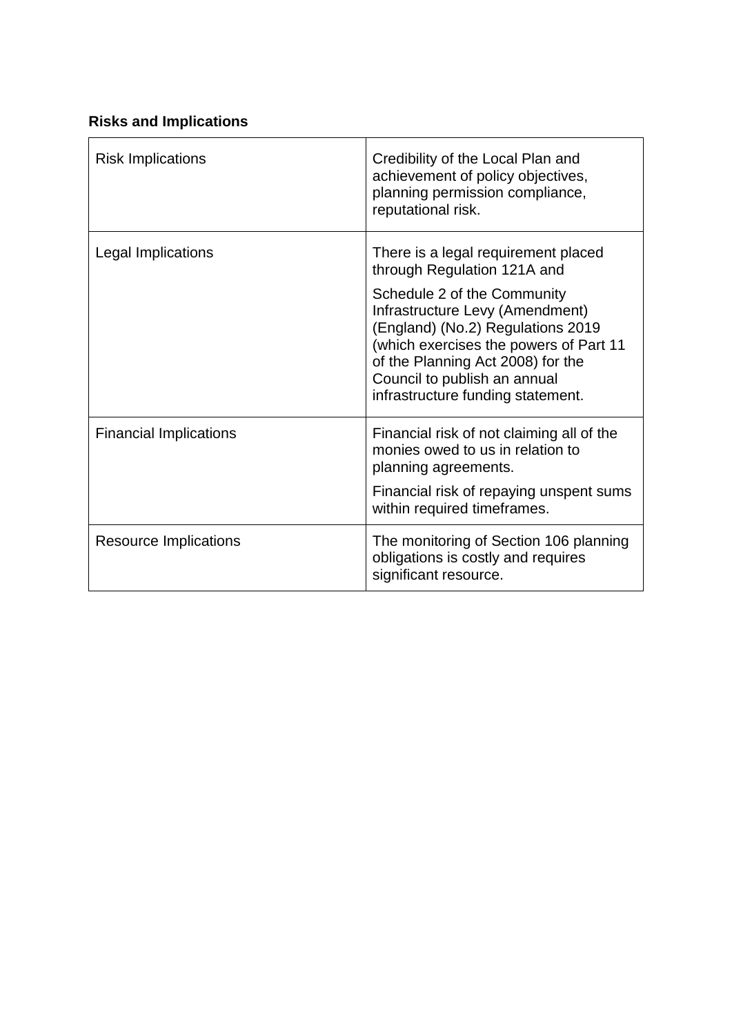**Risks and Implications**

| | |
|---|---|
| Risk Implications | Credibility of the Local Plan and achievement of policy objectives, planning permission compliance, reputational risk. |
| Legal Implications | There is a legal requirement placed through Regulation 121A and<br><br>Schedule 2 of the Community Infrastructure Levy (Amendment) (England) (No.2) Regulations 2019 (which exercises the powers of Part 11 of the Planning Act 2008) for the Council to publish an annual infrastructure funding statement. |
| Financial Implications | Financial risk of not claiming all of the monies owed to us in relation to planning agreements.<br><br>Financial risk of repaying unspent sums within required timeframes. |
| Resource Implications | The monitoring of Section 106 planning obligations is costly and requires significant resource. |